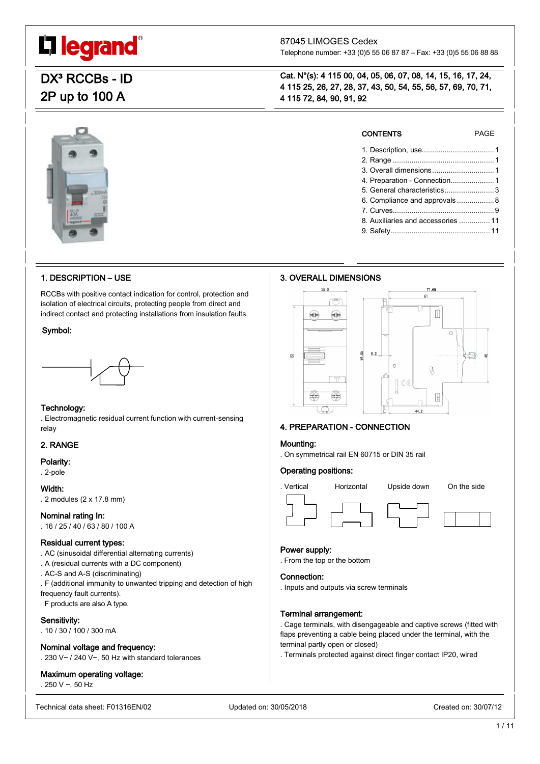87045 LIMOGES Cedex
Telephone number: +33 (0)5 55 06 87 87 – Fax: +33 (0)5 55 06 88 88

# DX³ RCCBs - ID 2P up to 100 A

**Cat. N°(s): 4 115 00, 04, 05, 06, 07, 08, 14, 15, 16, 17, 24, 4 115 25, 26, 27, 28, 37, 43, 50, 54, 55, 56, 57, 69, 70, 71, 4 115 72, 84, 90, 91, 92**

| CONTENTS | PAGE |
|---|---|
| 1. Description, use | 1 |
| 2. Range | 1 |
| 3. Overall dimensions | 1 |
| 4. Preparation - Connection | 1 |
| 5. General characteristics | 3 |
| 6. Compliance and approvals | 8 |
| 7. Curves | 9 |
| 8. Auxiliaries and accessories | 11 |
| 9. Safety | 11 |

## 1. DESCRIPTION – USE

RCCBs with positive contact indication for control, protection and isolation of electrical circuits, protecting people from direct and indirect contact and protecting installations from insulation faults.

### Symbol:

### Technology:

. Electromagnetic residual current function with current-sensing relay

## 2. RANGE

### Polarity:

. 2-pole

### Width:

. 2 modules (2 x 17.8 mm)

### Nominal rating In:

. 16 / 25 / 40 / 63 / 80 / 100 A

### Residual current types:

. AC (sinusoidal differential alternating currents)
. A (residual currents with a DC component)
. AC-S and A-S (discriminating)
. F (additional immunity to unwanted tripping and detection of high frequency fault currents).
F products are also A type.

### Sensitivity:

. 10 / 30 / 100 / 300 mA

### Nominal voltage and frequency:

. 230 V~ / 240 V~, 50 Hz with standard tolerances

### Maximum operating voltage:

. 250 V ~, 50 Hz

## 3. OVERALL DIMENSIONS

35.6
83
71.65
61
94.85
6.2
45
44.2

## 4. PREPARATION - CONNECTION

### Mounting:

. On symmetrical rail EN 60715 or DIN 35 rail

### Operating positions:

. Vertical Horizontal Upside down On the side

### Power supply:

. From the top or the bottom

### Connection:

. Inputs and outputs via screw terminals

### Terminal arrangement:

. Cage terminals, with disengageable and captive screws (fitted with flaps preventing a cable being placed under the terminal, with the terminal partly open or closed)
. Terminals protected against direct finger contact IP20, wired

Technical data sheet: F01316EN/02 Updated on: 30/05/2018 Created on: 30/07/12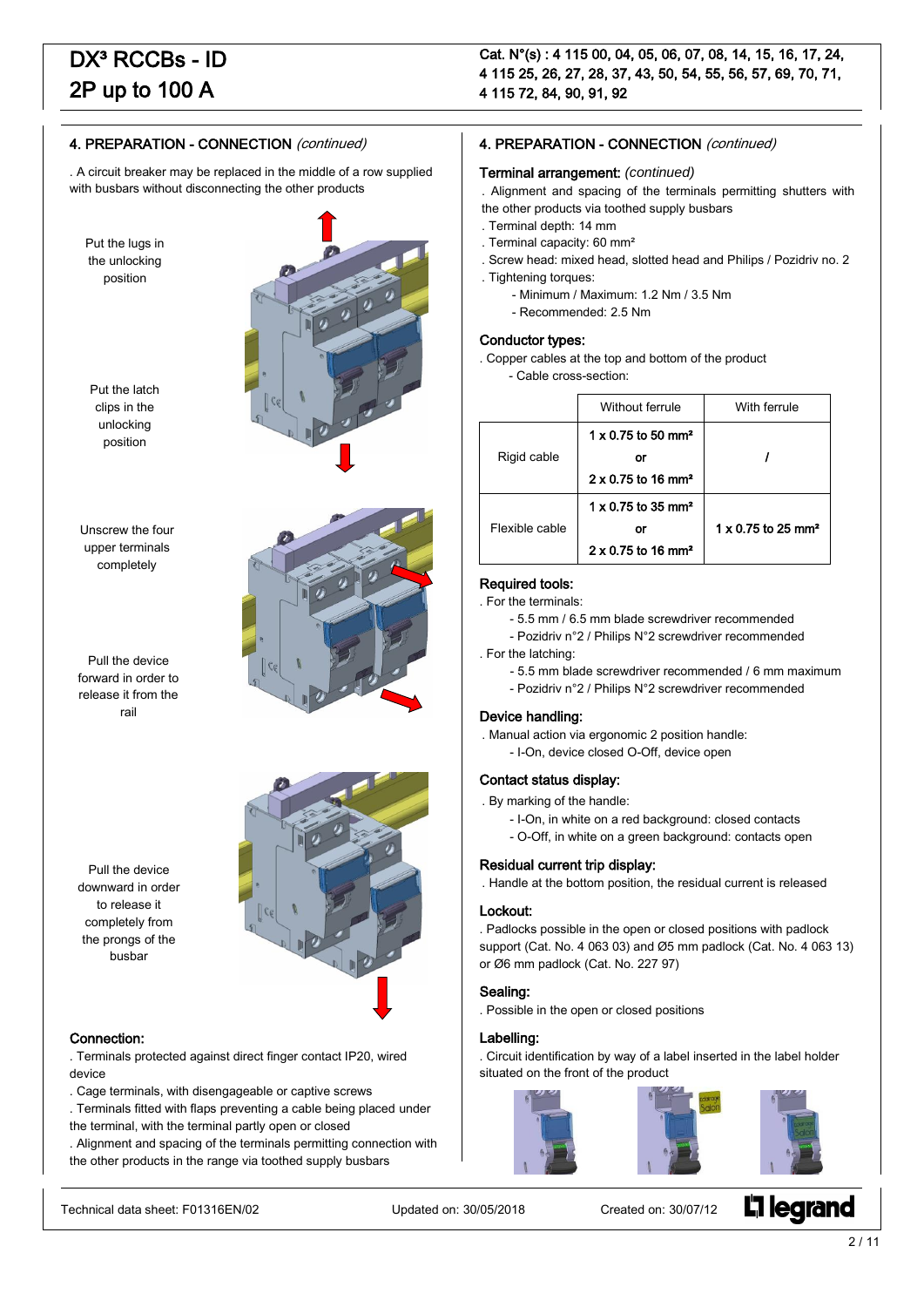## 4. PREPARATION - CONNECTION *(continued)*

. A circuit breaker may be replaced in the middle of a row supplied with busbars without disconnecting the other products

Put the lugs in the unlocking position

Put the latch clips in the unlocking position

Unscrew the four upper terminals completely

Pull the device forward in order to release it from the rail

Pull the device downward in order to release it completely from the prongs of the busbar

### Connection:

. Terminals protected against direct finger contact IP20, wired device

. Cage terminals, with disengageable or captive screws

. Terminals fitted with flaps preventing a cable being placed under the terminal, with the terminal partly open or closed

. Alignment and spacing of the terminals permitting connection with the other products in the range via toothed supply busbars

## 4. PREPARATION - CONNECTION *(continued)*

### Terminal arrangement: *(continued)*

. Alignment and spacing of the terminals permitting shutters with the other products via toothed supply busbars

. Terminal depth: 14 mm

. Terminal capacity: 60 mm²

. Screw head: mixed head, slotted head and Philips / Pozidriv no. 2

. Tightening torques:

- Minimum / Maximum: 1.2 Nm / 3.5 Nm
- Recommended: 2.5 Nm

### Conductor types:

. Copper cables at the top and bottom of the product

- Cable cross-section:

| | Without ferrule | With ferrule |
|---|---|---|
| Rigid cable | 1 x 0.75 to 50 mm² or 2 x 0.75 to 16 mm² | / |
| Flexible cable | 1 x 0.75 to 35 mm² or 2 x 0.75 to 16 mm² | 1 x 0.75 to 25 mm² |

### Required tools:

. For the terminals:

- 5.5 mm / 6.5 mm blade screwdriver recommended
- Pozidriv n°2 / Philips N°2 screwdriver recommended

. For the latching:

- 5.5 mm blade screwdriver recommended / 6 mm maximum
- Pozidriv n°2 / Philips N°2 screwdriver recommended

### Device handling:

. Manual action via ergonomic 2 position handle:

- I-On, device closed O-Off, device open

### Contact status display:

. By marking of the handle:

- I-On, in white on a red background: closed contacts
- O-Off, in white on a green background: contacts open

### Residual current trip display:

. Handle at the bottom position, the residual current is released

### Lockout:

. Padlocks possible in the open or closed positions with padlock support (Cat. No. 4 063 03) and Ø5 mm padlock (Cat. No. 4 063 13) or Ø6 mm padlock (Cat. No. 227 97)

### Sealing:

. Possible in the open or closed positions

### Labelling:

. Circuit identification by way of a label inserted in the label holder situated on the front of the product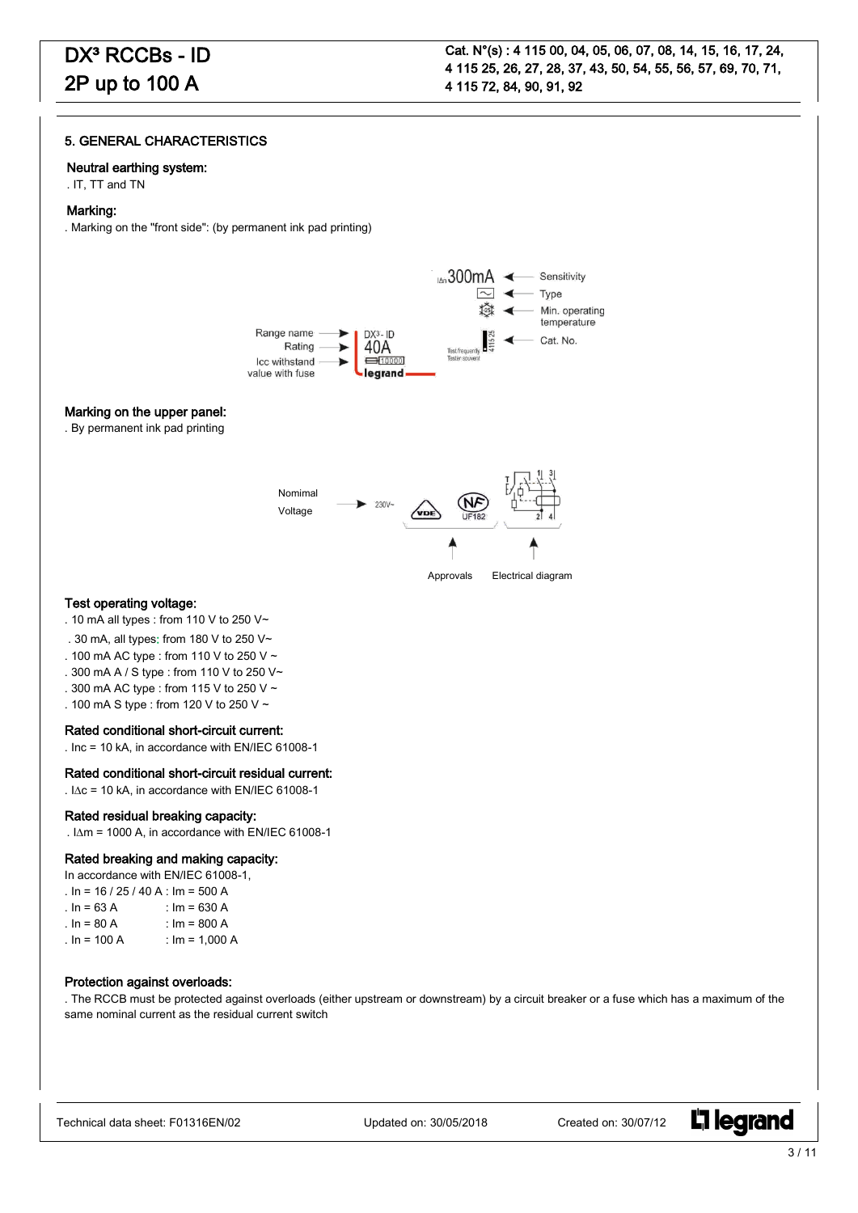## 5. GENERAL CHARACTERISTICS

### Neutral earthing system:

. IT, TT and TN

### Marking:

. Marking on the "front side": (by permanent ink pad printing)

Range name
Rating
Icc withstand value with fuse
DX³- ID
40A
10000
legrand
IΔn 300mA
Sensitivity
Type
Min. operating temperature
Cat. No.
411525
Test frequently
Tester souvent

### Marking on the upper panel:

. By permanent ink pad printing

Nomimal Voltage
230V~
VDE
NF
UF182
Approvals
Electrical diagram

### Test operating voltage:

. 10 mA all types : from 110 V to 250 V~
. 30 mA, all types: from 180 V to 250 V~
. 100 mA AC type : from 110 V to 250 V ~
. 300 mA A / S type : from 110 V to 250 V~
. 300 mA AC type : from 115 V to 250 V ~
. 100 mA S type : from 120 V to 250 V ~

### Rated conditional short-circuit current:

. Inc = 10 kA, in accordance with EN/IEC 61008-1

### Rated conditional short-circuit residual current:

. IΔc = 10 kA, in accordance with EN/IEC 61008-1

### Rated residual breaking capacity:

. IΔm = 1000 A, in accordance with EN/IEC 61008-1

### Rated breaking and making capacity:

In accordance with EN/IEC 61008-1,
. In = 16 / 25 / 40 A : Im = 500 A
. In = 63 A : Im = 630 A
. In = 80 A : Im = 800 A
. In = 100 A : Im = 1,000 A

### Protection against overloads:

. The RCCB must be protected against overloads (either upstream or downstream) by a circuit breaker or a fuse which has a maximum of the same nominal current as the residual current switch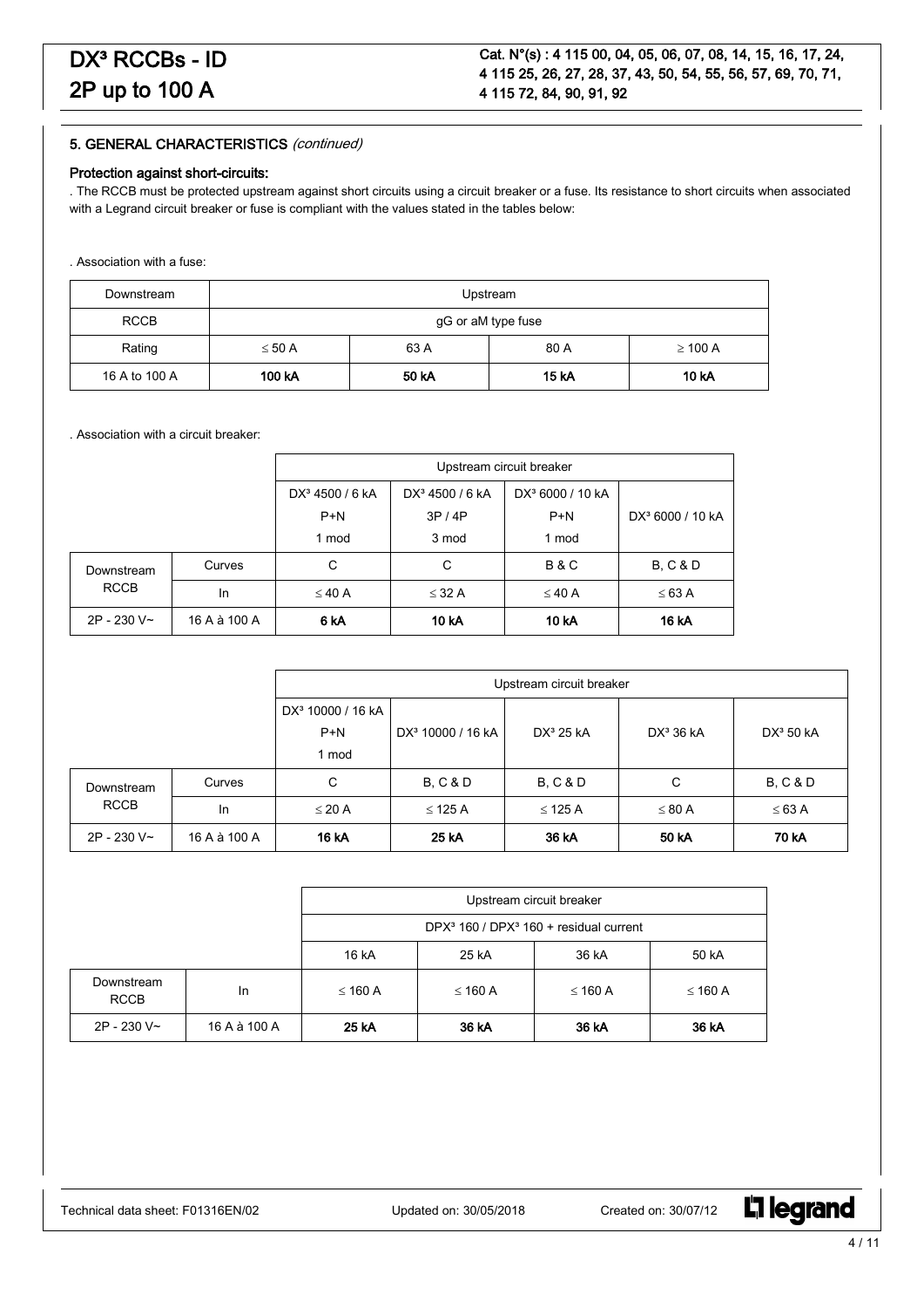### 5. GENERAL CHARACTERISTICS *(continued)*

#### Protection against short-circuits:

. The RCCB must be protected upstream against short circuits using a circuit breaker or a fuse. Its resistance to short circuits when associated with a Legrand circuit breaker or fuse is compliant with the values stated in the tables below:

. Association with a fuse:

| Downstream | Upstream | | | |
|---|---|---|---|---|
| RCCB | gG or aM type fuse | | | |
| Rating | ≤ 50 A | 63 A | 80 A | ≥ 100 A |
| 16 A to 100 A | **100 kA** | **50 kA** | **15 kA** | **10 kA** |

. Association with a circuit breaker:

| | | Upstream circuit breaker | | | |
|---|---|---|---|---|---|
| | | DX³ 4500 / 6 kA P+N 1 mod | DX³ 4500 / 6 kA 3P / 4P 3 mod | DX³ 6000 / 10 kA P+N 1 mod | DX³ 6000 / 10 kA |
| Downstream RCCB | Curves | C | C | B & C | B, C & D |
| | In | ≤ 40 A | ≤ 32 A | ≤ 40 A | ≤ 63 A |
| 2P - 230 V~ | 16 A à 100 A | **6 kA** | **10 kA** | **10 kA** | **16 kA** |

| | | Upstream circuit breaker | | | | |
|---|---|---|---|---|---|---|
| | | DX³ 10000 / 16 kA P+N 1 mod | DX³ 10000 / 16 kA | DX³ 25 kA | DX³ 36 kA | DX³ 50 kA |
| Downstream RCCB | Curves | C | B, C & D | B, C & D | C | B, C & D |
| | In | ≤ 20 A | ≤ 125 A | ≤ 125 A | ≤ 80 A | ≤ 63 A |
| 2P - 230 V~ | 16 A à 100 A | **16 kA** | **25 kA** | **36 kA** | **50 kA** | **70 kA** |

| | | Upstream circuit breaker | | | |
|---|---|---|---|---|---|
| | | DPX³ 160 / DPX³ 160 + residual current | | | |
| | | 16 kA | 25 kA | 36 kA | 50 kA |
| Downstream RCCB | In | ≤ 160 A | ≤ 160 A | ≤ 160 A | ≤ 160 A |
| 2P - 230 V~ | 16 A à 100 A | **25 kA** | **36 kA** | **36 kA** | **36 kA** |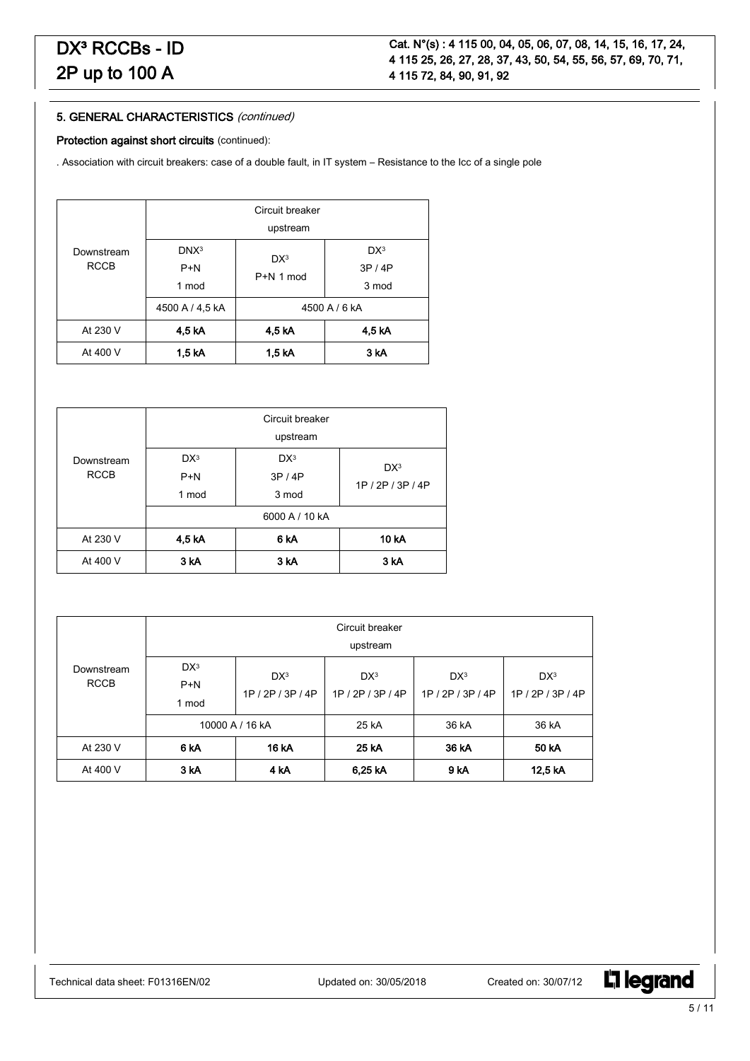## 5. GENERAL CHARACTERISTICS *(continued)*

**Protection against short circuits** (continued):

. Association with circuit breakers: case of a double fault, in IT system – Resistance to the Icc of a single pole

| Downstream RCCB | Circuit breaker upstream | | |
|---|---|---|---|
| | DNX³ P+N 1 mod | DX³ P+N 1 mod | DX³ 3P / 4P 3 mod |
| | 4500 A / 4,5 kA | 4500 A / 6 kA | |
| At 230 V | **4,5 kA** | **4,5 kA** | **4,5 kA** |
| At 400 V | **1,5 kA** | **1,5 kA** | **3 kA** |

| Downstream RCCB | Circuit breaker upstream | | |
|---|---|---|---|
| | DX³ P+N 1 mod | DX³ 3P / 4P 3 mod | DX³ 1P / 2P / 3P / 4P |
| | 6000 A / 10 kA | | |
| At 230 V | **4,5 kA** | **6 kA** | **10 kA** |
| At 400 V | **3 kA** | **3 kA** | **3 kA** |

| Downstream RCCB | Circuit breaker upstream | | | | |
|---|---|---|---|---|---|
| | DX³ P+N 1 mod | DX³ 1P / 2P / 3P / 4P | DX³ 1P / 2P / 3P / 4P | DX³ 1P / 2P / 3P / 4P | DX³ 1P / 2P / 3P / 4P |
| | 10000 A / 16 kA | | 25 kA | 36 kA | 36 kA |
| At 230 V | **6 kA** | **16 kA** | **25 kA** | **36 kA** | **50 kA** |
| At 400 V | **3 kA** | **4 kA** | **6,25 kA** | **9 kA** | **12,5 kA** |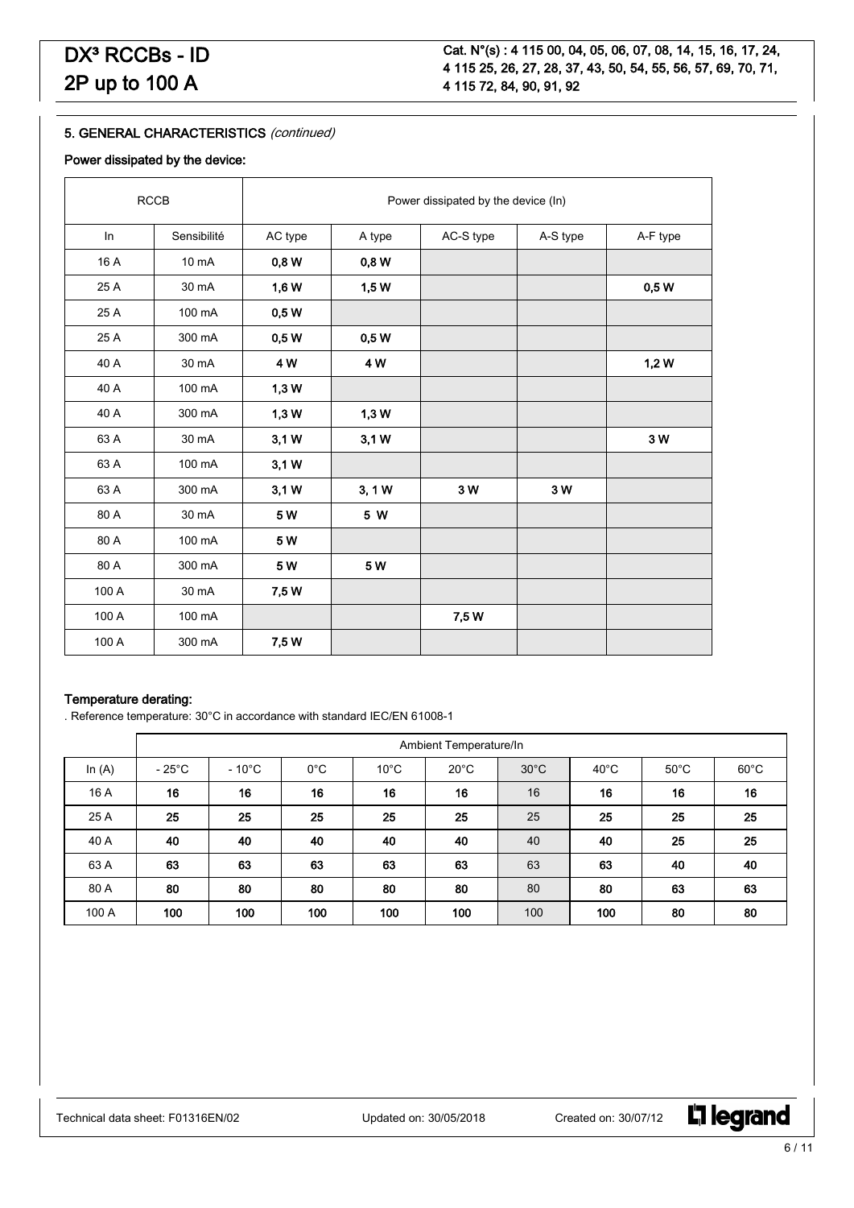## 5. GENERAL CHARACTERISTICS *(continued)*

### Power dissipated by the device:

| RCCB | | Power dissipated by the device (In) | | | | |
|---|---|---|---|---|---|---|
| In | Sensibilité | AC type | A type | AC-S type | A-S type | A-F type |
| 16 A | 10 mA | 0,8 W | 0,8 W | | | |
| 25 A | 30 mA | 1,6 W | 1,5 W | | | 0,5 W |
| 25 A | 100 mA | 0,5 W | | | | |
| 25 A | 300 mA | 0,5 W | 0,5 W | | | |
| 40 A | 30 mA | 4 W | 4 W | | | 1,2 W |
| 40 A | 100 mA | 1,3 W | | | | |
| 40 A | 300 mA | 1,3 W | 1,3 W | | | |
| 63 A | 30 mA | 3,1 W | 3,1 W | | | 3 W |
| 63 A | 100 mA | 3,1 W | | | | |
| 63 A | 300 mA | 3,1 W | 3, 1 W | 3 W | 3 W | |
| 80 A | 30 mA | 5 W | 5 W | | | |
| 80 A | 100 mA | 5 W | | | | |
| 80 A | 300 mA | 5 W | 5 W | | | |
| 100 A | 30 mA | 7,5 W | | | | |
| 100 A | 100 mA | | | 7,5 W | | |
| 100 A | 300 mA | 7,5 W | | | | |

### Temperature derating:

. Reference temperature: 30°C in accordance with standard IEC/EN 61008-1

| | Ambient Temperature/In | | | | | | | | |
|---|---|---|---|---|---|---|---|---|---|
| In (A) | - 25°C | - 10°C | 0°C | 10°C | 20°C | 30°C | 40°C | 50°C | 60°C |
| 16 A | 16 | 16 | 16 | 16 | 16 | 16 | 16 | 16 | 16 |
| 25 A | 25 | 25 | 25 | 25 | 25 | 25 | 25 | 25 | 25 |
| 40 A | 40 | 40 | 40 | 40 | 40 | 40 | 40 | 25 | 25 |
| 63 A | 63 | 63 | 63 | 63 | 63 | 63 | 63 | 40 | 40 |
| 80 A | 80 | 80 | 80 | 80 | 80 | 80 | 80 | 63 | 63 |
| 100 A | 100 | 100 | 100 | 100 | 100 | 100 | 100 | 80 | 80 |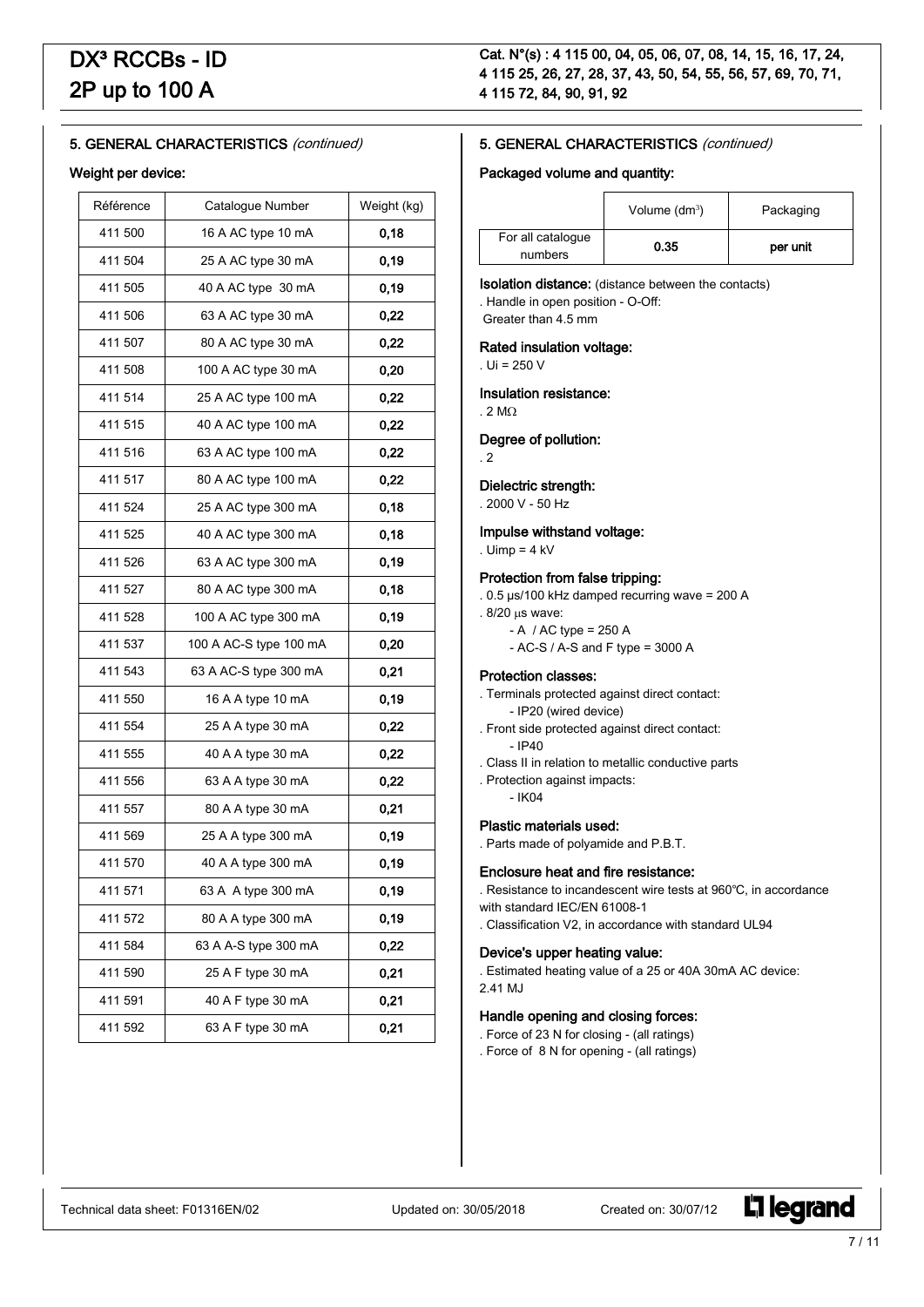## 5. GENERAL CHARACTERISTICS *(continued)*

### Weight per device:

| Référence | Catalogue Number | Weight (kg) |
|---|---|---|
| 411 500 | 16 A AC type 10 mA | **0,18** |
| 411 504 | 25 A AC type 30 mA | **0,19** |
| 411 505 | 40 A AC type 30 mA | **0,19** |
| 411 506 | 63 A AC type 30 mA | **0,22** |
| 411 507 | 80 A AC type 30 mA | **0,22** |
| 411 508 | 100 A AC type 30 mA | **0,20** |
| 411 514 | 25 A AC type 100 mA | **0,22** |
| 411 515 | 40 A AC type 100 mA | **0,22** |
| 411 516 | 63 A AC type 100 mA | **0,22** |
| 411 517 | 80 A AC type 100 mA | **0,22** |
| 411 524 | 25 A AC type 300 mA | **0,18** |
| 411 525 | 40 A AC type 300 mA | **0,18** |
| 411 526 | 63 A AC type 300 mA | **0,19** |
| 411 527 | 80 A AC type 300 mA | **0,18** |
| 411 528 | 100 A AC type 300 mA | **0,19** |
| 411 537 | 100 A AC-S type 100 mA | **0,20** |
| 411 543 | 63 A AC-S type 300 mA | **0,21** |
| 411 550 | 16 A A type 10 mA | **0,19** |
| 411 554 | 25 A A type 30 mA | **0,22** |
| 411 555 | 40 A A type 30 mA | **0,22** |
| 411 556 | 63 A A type 30 mA | **0,22** |
| 411 557 | 80 A A type 30 mA | **0,21** |
| 411 569 | 25 A A type 300 mA | **0,19** |
| 411 570 | 40 A A type 300 mA | **0,19** |
| 411 571 | 63 A A type 300 mA | **0,19** |
| 411 572 | 80 A A type 300 mA | **0,19** |
| 411 584 | 63 A A-S type 300 mA | **0,22** |
| 411 590 | 25 A F type 30 mA | **0,21** |
| 411 591 | 40 A F type 30 mA | **0,21** |
| 411 592 | 63 A F type 30 mA | **0,21** |

## 5. GENERAL CHARACTERISTICS *(continued)*

### Packaged volume and quantity:

| | Volume ($dm^3$) | Packaging |
|---|---|---|
| For all catalogue numbers | **0.35** | **per unit** |

**Isolation distance:** (distance between the contacts)
. Handle in open position - O-Off:
Greater than 4.5 mm

### Rated insulation voltage:
. Ui = 250 V

### Insulation resistance:
. 2 MΩ

### Degree of pollution:
. 2

### Dielectric strength:
. 2000 V - 50 Hz

### Impulse withstand voltage:
. Uimp = 4 kV

### Protection from false tripping:
. 0.5 µs/100 kHz damped recurring wave = 200 A
. 8/20 µs wave:
- A / AC type = 250 A
- AC-S / A-S and F type = 3000 A

### Protection classes:
. Terminals protected against direct contact:
- IP20 (wired device)

. Front side protected against direct contact:
- IP40

. Class II in relation to metallic conductive parts
. Protection against impacts:
- IK04

### Plastic materials used:
. Parts made of polyamide and P.B.T.

### Enclosure heat and fire resistance:
. Resistance to incandescent wire tests at 960°C, in accordance with standard IEC/EN 61008-1
. Classification V2, in accordance with standard UL94

### Device's upper heating value:
. Estimated heating value of a 25 or 40A 30mA AC device: 2.41 MJ

### Handle opening and closing forces:
. Force of 23 N for closing - (all ratings)
. Force of 8 N for opening - (all ratings)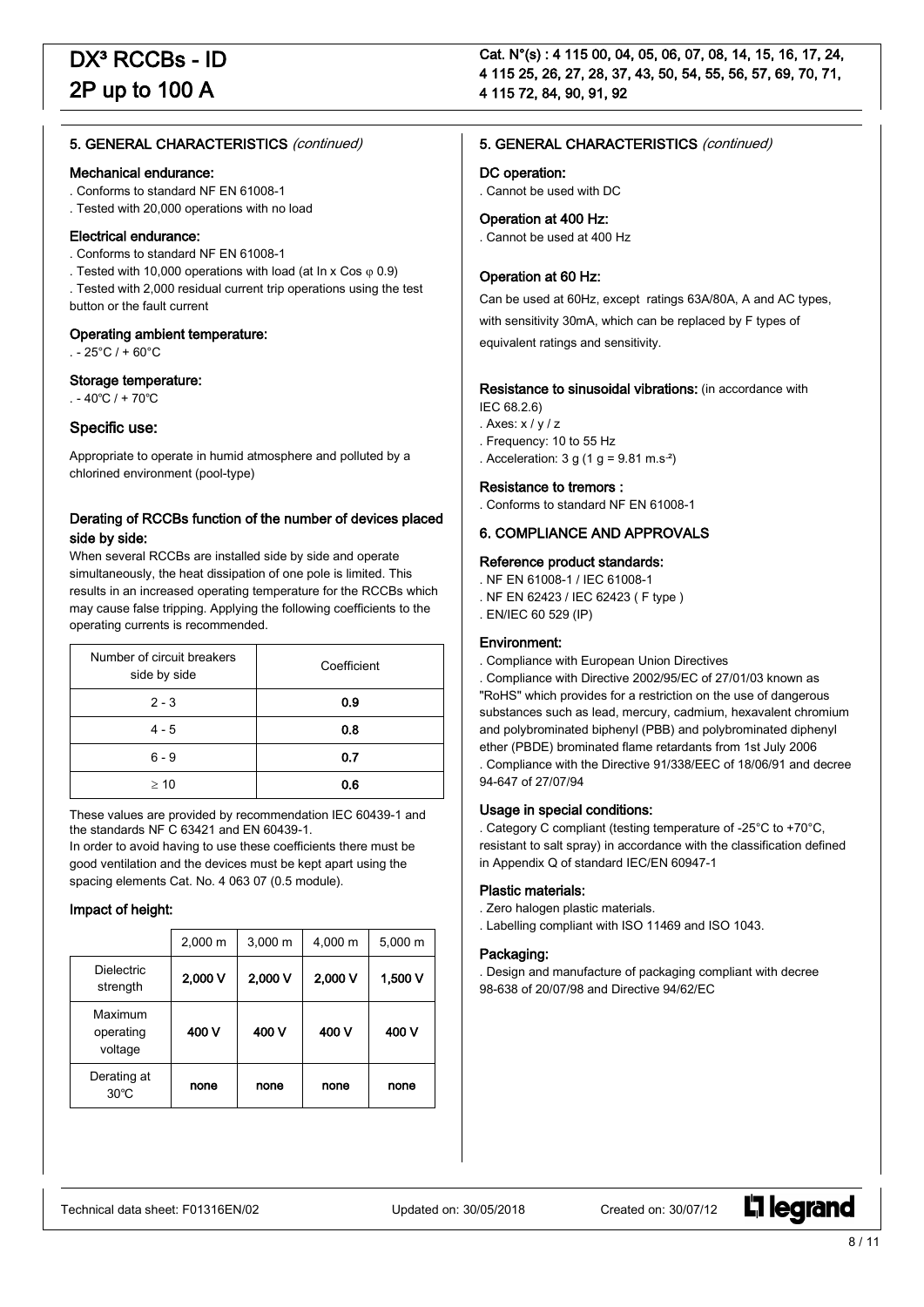# DX³ RCCBs - ID 2P up to 100 A

Cat. N°(s) : 4 115 00, 04, 05, 06, 07, 08, 14, 15, 16, 17, 24, 4 115 25, 26, 27, 28, 37, 43, 50, 54, 55, 56, 57, 69, 70, 71, 4 115 72, 84, 90, 91, 92

## 5. GENERAL CHARACTERISTICS *(continued)*

### Mechanical endurance:

. Conforms to standard NF EN 61008-1
. Tested with 20,000 operations with no load

### Electrical endurance:

. Conforms to standard NF EN 61008-1
. Tested with 10,000 operations with load (at In x Cos φ 0.9)
. Tested with 2,000 residual current trip operations using the test button or the fault current

### Operating ambient temperature:

. - 25°C / + 60°C

### Storage temperature:

. - 40°C / + 70°C

### Specific use:

Appropriate to operate in humid atmosphere and polluted by a chlorined environment (pool-type)

### Derating of RCCBs function of the number of devices placed side by side:

When several RCCBs are installed side by side and operate simultaneously, the heat dissipation of one pole is limited. This results in an increased operating temperature for the RCCBs which may cause false tripping. Applying the following coefficients to the operating currents is recommended.

| Number of circuit breakers side by side | Coefficient |
|---|---|
| 2 - 3 | 0.9 |
| 4 - 5 | 0.8 |
| 6 - 9 | 0.7 |
| ≥ 10 | 0.6 |

These values are provided by recommendation IEC 60439-1 and the standards NF C 63421 and EN 60439-1.
In order to avoid having to use these coefficients there must be good ventilation and the devices must be kept apart using the spacing elements Cat. No. 4 063 07 (0.5 module).

### Impact of height:

| | 2,000 m | 3,000 m | 4,000 m | 5,000 m |
|---|---|---|---|---|
| Dielectric strength | 2,000 V | 2,000 V | 2,000 V | 1,500 V |
| Maximum operating voltage | 400 V | 400 V | 400 V | 400 V |
| Derating at 30°C | none | none | none | none |

## 5. GENERAL CHARACTERISTICS *(continued)*

### DC operation:

. Cannot be used with DC

### Operation at 400 Hz:

. Cannot be used at 400 Hz

### Operation at 60 Hz:

Can be used at 60Hz, except ratings 63A/80A, A and AC types, with sensitivity 30mA, which can be replaced by F types of equivalent ratings and sensitivity.

### Resistance to sinusoidal vibrations: (in accordance with IEC 68.2.6)

. Axes: x / y / z
. Frequency: 10 to 55 Hz
. Acceleration: 3 g (1 g = 9.81 $m.s^{-2}$)

### Resistance to tremors :

. Conforms to standard NF EN 61008-1

## 6. COMPLIANCE AND APPROVALS

### Reference product standards:

. NF EN 61008-1 / IEC 61008-1
. NF EN 62423 / IEC 62423 ( F type )
. EN/IEC 60 529 (IP)

### Environment:

. Compliance with European Union Directives
. Compliance with Directive 2002/95/EC of 27/01/03 known as "RoHS" which provides for a restriction on the use of dangerous substances such as lead, mercury, cadmium, hexavalent chromium and polybrominated biphenyl (PBB) and polybrominated diphenyl ether (PBDE) brominated flame retardants from 1st July 2006
. Compliance with the Directive 91/338/EEC of 18/06/91 and decree 94-647 of 27/07/94

### Usage in special conditions:

. Category C compliant (testing temperature of -25°C to +70°C, resistant to salt spray) in accordance with the classification defined in Appendix Q of standard IEC/EN 60947-1

### Plastic materials:

. Zero halogen plastic materials.
. Labelling compliant with ISO 11469 and ISO 1043.

### Packaging:

. Design and manufacture of packaging compliant with decree 98-638 of 20/07/98 and Directive 94/62/EC

Technical data sheet: F01316EN/02 Updated on: 30/05/2018 Created on: 30/07/12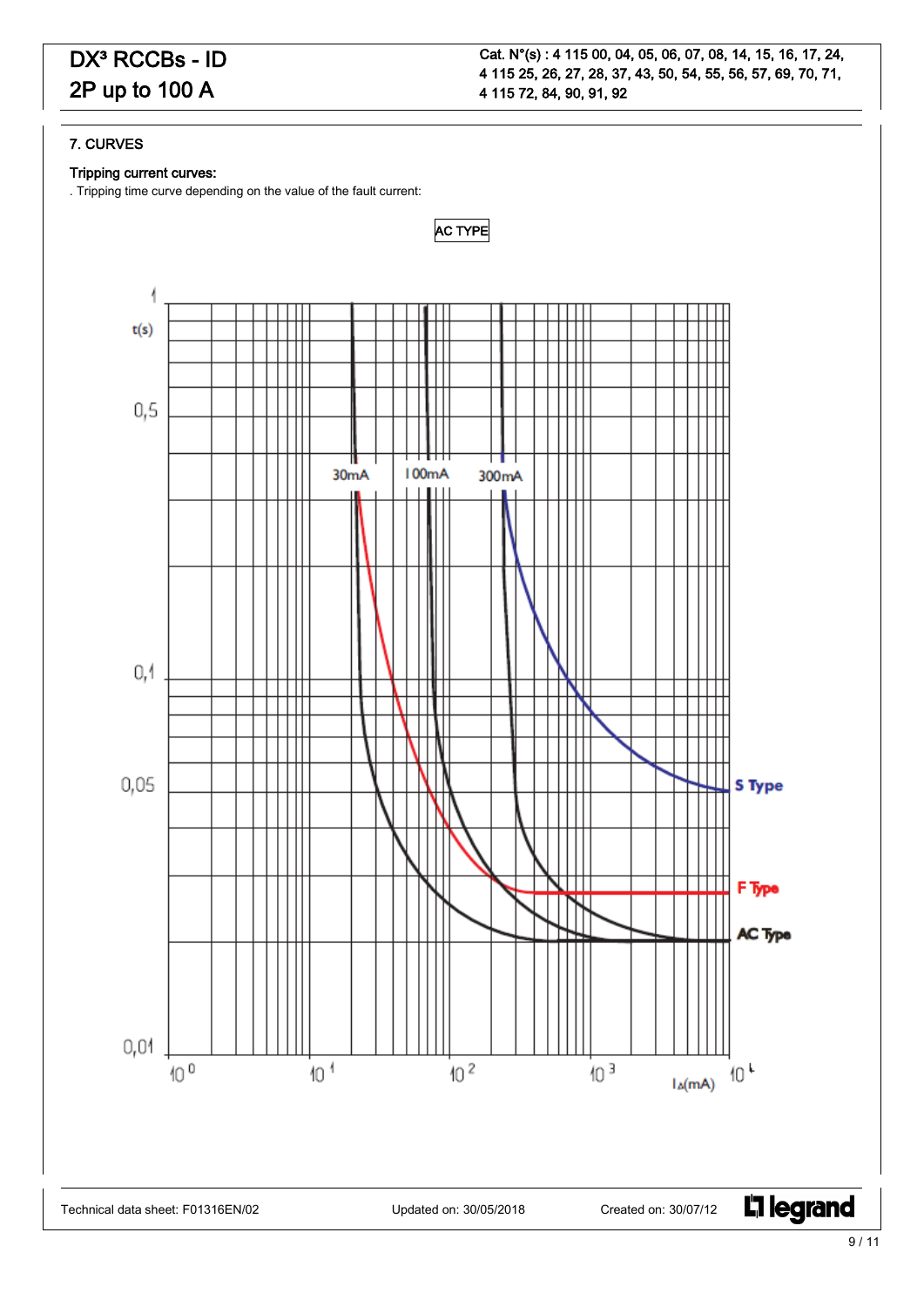# DX³ RCCBs - ID 2P up to 100 A

Cat. N°(s) : 4 115 00, 04, 05, 06, 07, 08, 14, 15, 16, 17, 24, 4 115 25, 26, 27, 28, 37, 43, 50, 54, 55, 56, 57, 69, 70, 71, 4 115 72, 84, 90, 91, 92

## 7. CURVES

**Tripping current curves:**

. Tripping time curve depending on the value of the fault current:

AC TYPE

t(s)

1

0,5

0,1

0,05

0,01

30mA

100mA

300mA

S Type

F Type

AC Type

$10^0$

$10^1$

$10^2$

$10^3$

$10^4$

$I_\Delta$(mA)

Technical data sheet: F01316EN/02 Updated on: 30/05/2018 Created on: 30/07/12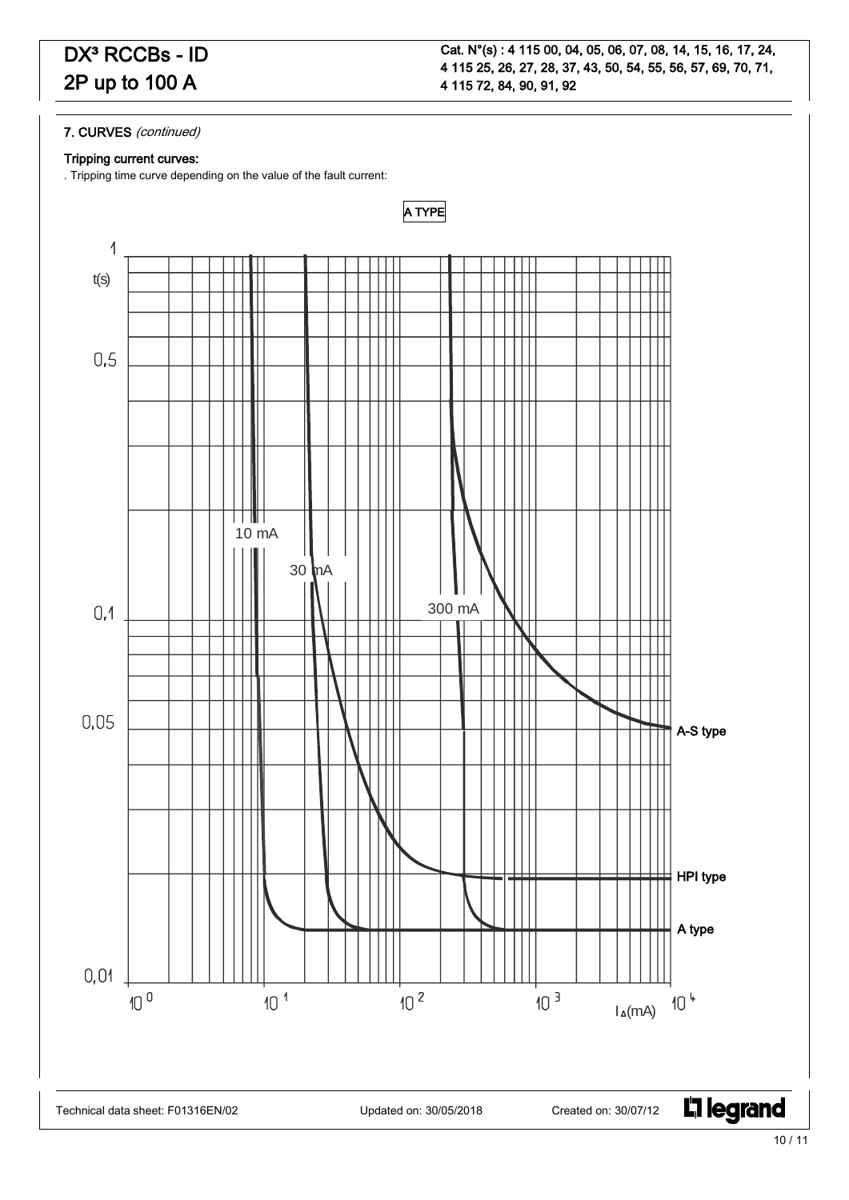## 7. CURVES *(continued)*

### Tripping current curves:

. Tripping time curve depending on the value of the fault current:

A TYPE

t(s)

1

0,5

0,1

0,05

0,01

$10^0$

$10^1$

$10^2$

$10^3$

$10^4$

$I_\Delta$(mA)

10 mA

30 mA

300 mA

A-S type

HPI type

A type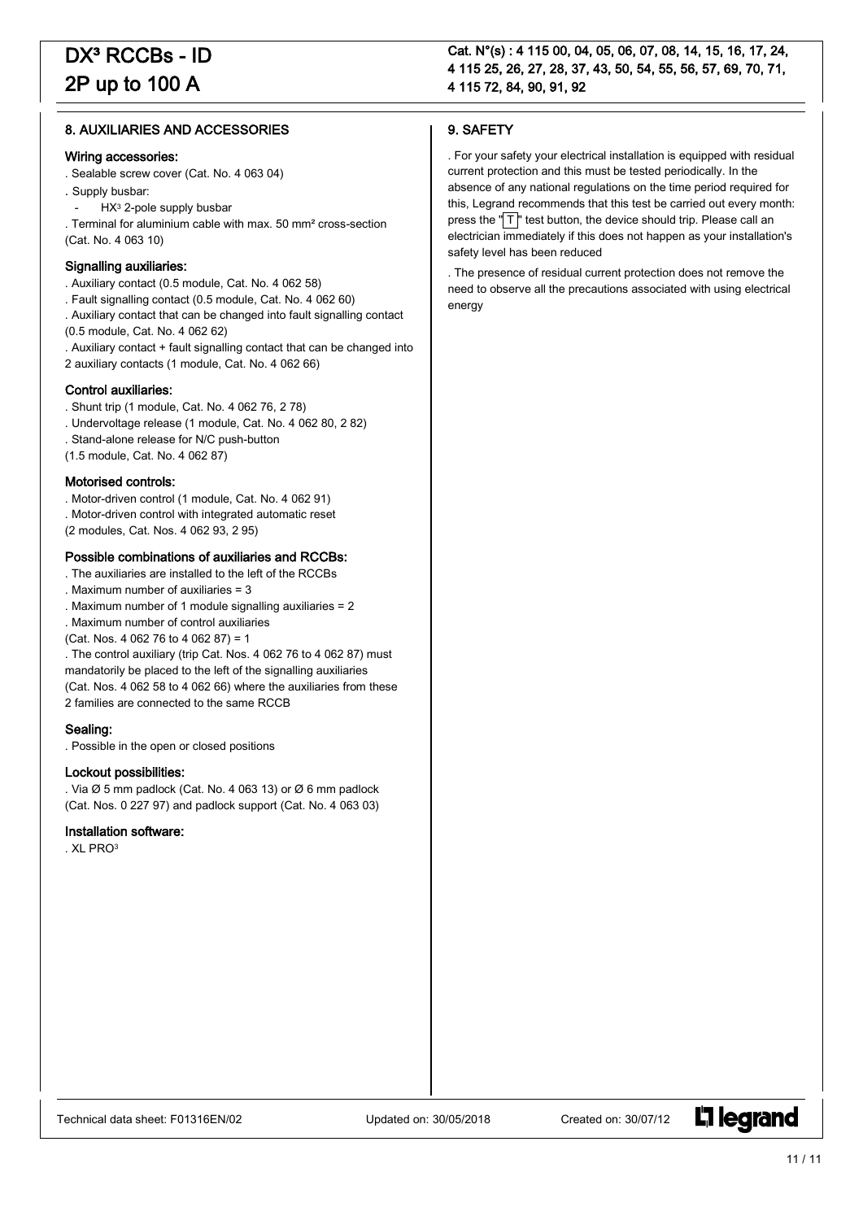# DX³ RCCBs - ID 2P up to 100 A

Cat. N°(s) : 4 115 00, 04, 05, 06, 07, 08, 14, 15, 16, 17, 24, 4 115 25, 26, 27, 28, 37, 43, 50, 54, 55, 56, 57, 69, 70, 71, 4 115 72, 84, 90, 91, 92

## 8. AUXILIARIES AND ACCESSORIES

### Wiring accessories:

. Sealable screw cover (Cat. No. 4 063 04)

. Supply busbar:

- HX³ 2-pole supply busbar

. Terminal for aluminium cable with max. 50 mm² cross-section (Cat. No. 4 063 10)

### Signalling auxiliaries:

. Auxiliary contact (0.5 module, Cat. No. 4 062 58)

. Fault signalling contact (0.5 module, Cat. No. 4 062 60)

. Auxiliary contact that can be changed into fault signalling contact (0.5 module, Cat. No. 4 062 62)

. Auxiliary contact + fault signalling contact that can be changed into 2 auxiliary contacts (1 module, Cat. No. 4 062 66)

### Control auxiliaries:

. Shunt trip (1 module, Cat. No. 4 062 76, 2 78)

. Undervoltage release (1 module, Cat. No. 4 062 80, 2 82)

. Stand-alone release for N/C push-button (1.5 module, Cat. No. 4 062 87)

### Motorised controls:

. Motor-driven control (1 module, Cat. No. 4 062 91)

. Motor-driven control with integrated automatic reset (2 modules, Cat. Nos. 4 062 93, 2 95)

### Possible combinations of auxiliaries and RCCBs:

. The auxiliaries are installed to the left of the RCCBs

. Maximum number of auxiliaries = 3

. Maximum number of 1 module signalling auxiliaries = 2

. Maximum number of control auxiliaries (Cat. Nos. 4 062 76 to 4 062 87) = 1

. The control auxiliary (trip Cat. Nos. 4 062 76 to 4 062 87) must mandatorily be placed to the left of the signalling auxiliaries (Cat. Nos. 4 062 58 to 4 062 66) where the auxiliaries from these 2 families are connected to the same RCCB

### Sealing:

. Possible in the open or closed positions

### Lockout possibilities:

. Via Ø 5 mm padlock (Cat. No. 4 063 13) or Ø 6 mm padlock (Cat. Nos. 0 227 97) and padlock support (Cat. No. 4 063 03)

### Installation software:

. XL PRO³

## 9. SAFETY

. For your safety your electrical installation is equipped with residual current protection and this must be tested periodically. In the absence of any national regulations on the time period required for this, Legrand recommends that this test be carried out every month: press the "T" test button, the device should trip. Please call an electrician immediately if this does not happen as your installation's safety level has been reduced

. The presence of residual current protection does not remove the need to observe all the precautions associated with using electrical energy